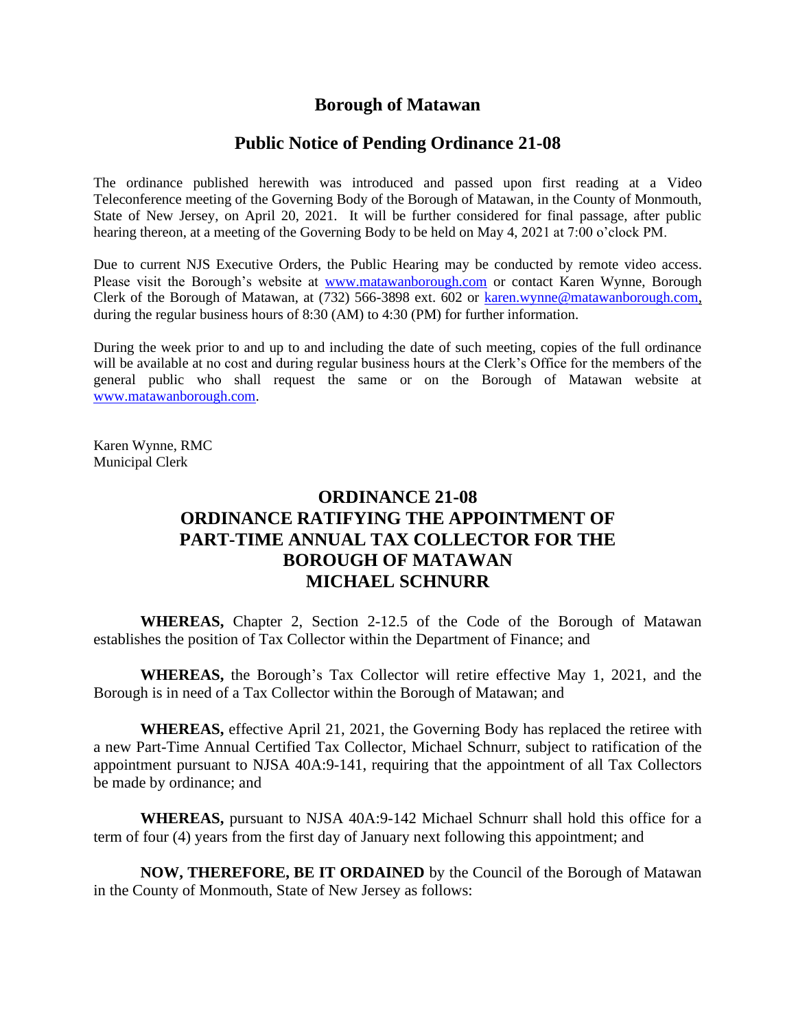# Borough of Matawan

## Public Notice of Pending Ordinance 21-08

The ordinance published herewith was introduced and passed upon first reading at a Video Teleconference meeting of the Governing Body of the Borough of Matawan, in the County of Monmouth, State of New Jersey, on April 20, 2021. It will be further considered for final passage, after public hearing thereon, at a meeting of the Governing Body to be held on May 4, 2021 at 7:00 o'clock PM.

Due to current NJS Executive Orders, the Public Hearing may be conducted by remote video access. Please visit the Borough's website at www.matawanborough.com or contact Karen Wynne, Borough Clerk of the Borough of Matawan, at (732) 566-3898 ext. 602 or karen.wynne@matawanborough.com, during the regular business hours of 8:30 (AM) to 4:30 (PM) for further information.

During the week prior to and up to and including the date of such meeting, copies of the full ordinance will be available at no cost and during regular business hours at the Clerk's Office for the members of the general public who shall request the same or on the Borough of Matawan website at www.matawanborough.com.

Karen Wynne, RMC
Municipal Clerk

## ORDINANCE 21-08
## ORDINANCE RATIFYING THE APPOINTMENT OF PART-TIME ANNUAL TAX COLLECTOR FOR THE BOROUGH OF MATAWAN MICHAEL SCHNURR

**WHEREAS,** Chapter 2, Section 2-12.5 of the Code of the Borough of Matawan establishes the position of Tax Collector within the Department of Finance; and

**WHEREAS,** the Borough's Tax Collector will retire effective May 1, 2021, and the Borough is in need of a Tax Collector within the Borough of Matawan; and

**WHEREAS,** effective April 21, 2021, the Governing Body has replaced the retiree with a new Part-Time Annual Certified Tax Collector, Michael Schnurr, subject to ratification of the appointment pursuant to NJSA 40A:9-141, requiring that the appointment of all Tax Collectors be made by ordinance; and

**WHEREAS,** pursuant to NJSA 40A:9-142 Michael Schnurr shall hold this office for a term of four (4) years from the first day of January next following this appointment; and

**NOW, THEREFORE, BE IT ORDAINED** by the Council of the Borough of Matawan in the County of Monmouth, State of New Jersey as follows: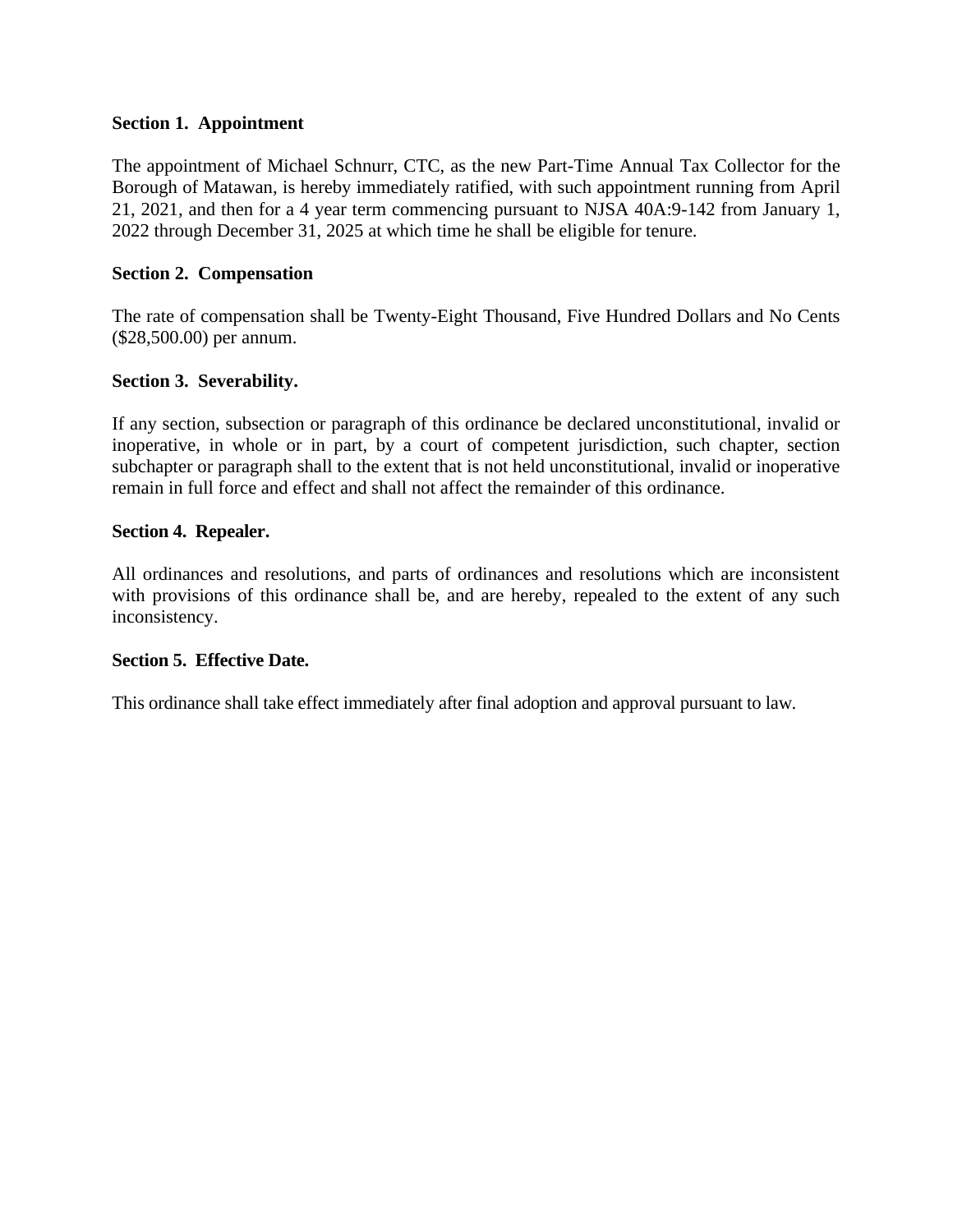**Section 1. Appointment**

The appointment of Michael Schnurr, CTC, as the new Part-Time Annual Tax Collector for the Borough of Matawan, is hereby immediately ratified, with such appointment running from April 21, 2021, and then for a 4 year term commencing pursuant to NJSA 40A:9-142 from January 1, 2022 through December 31, 2025 at which time he shall be eligible for tenure.

**Section 2. Compensation**

The rate of compensation shall be Twenty-Eight Thousand, Five Hundred Dollars and No Cents ($28,500.00) per annum.

**Section 3. Severability.**

If any section, subsection or paragraph of this ordinance be declared unconstitutional, invalid or inoperative, in whole or in part, by a court of competent jurisdiction, such chapter, section subchapter or paragraph shall to the extent that is not held unconstitutional, invalid or inoperative remain in full force and effect and shall not affect the remainder of this ordinance.

**Section 4. Repealer.**

All ordinances and resolutions, and parts of ordinances and resolutions which are inconsistent with provisions of this ordinance shall be, and are hereby, repealed to the extent of any such inconsistency.

**Section 5. Effective Date.**

This ordinance shall take effect immediately after final adoption and approval pursuant to law.